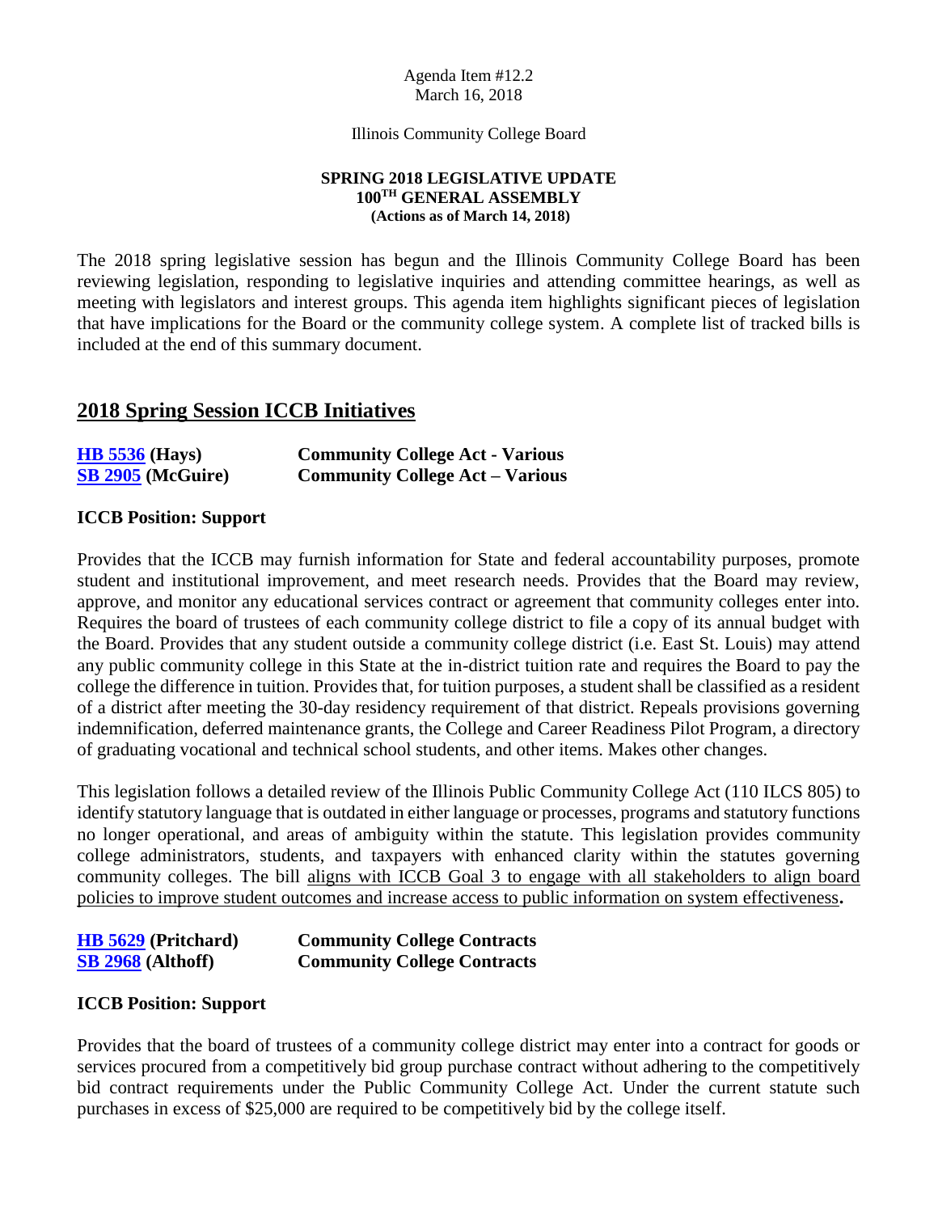Agenda Item #12.2
March 16, 2018

Illinois Community College Board

**SPRING 2018 LEGISLATIVE UPDATE**
**100[TH] GENERAL ASSEMBLY**
**(Actions as of March 14, 2018)**

The 2018 spring legislative session has begun and the Illinois Community College Board has been reviewing legislation, responding to legislative inquiries and attending committee hearings, as well as meeting with legislators and interest groups. This agenda item highlights significant pieces of legislation that have implications for the Board or the community college system. A complete list of tracked bills is included at the end of this summary document.

## 2018 Spring Session ICCB Initiatives

**HB 5536 (Hays)** **Community College Act - Various**
**SB 2905 (McGuire)** **Community College Act – Various**

**ICCB Position: Support**

Provides that the ICCB may furnish information for State and federal accountability purposes, promote student and institutional improvement, and meet research needs. Provides that the Board may review, approve, and monitor any educational services contract or agreement that community colleges enter into. Requires the board of trustees of each community college district to file a copy of its annual budget with the Board. Provides that any student outside a community college district (i.e. East St. Louis) may attend any public community college in this State at the in-district tuition rate and requires the Board to pay the college the difference in tuition. Provides that, for tuition purposes, a student shall be classified as a resident of a district after meeting the 30-day residency requirement of that district. Repeals provisions governing indemnification, deferred maintenance grants, the College and Career Readiness Pilot Program, a directory of graduating vocational and technical school students, and other items. Makes other changes.

This legislation follows a detailed review of the Illinois Public Community College Act (110 ILCS 805) to identify statutory language that is outdated in either language or processes, programs and statutory functions no longer operational, and areas of ambiguity within the statute. This legislation provides community college administrators, students, and taxpayers with enhanced clarity within the statutes governing community colleges. The bill aligns with ICCB Goal 3 to engage with all stakeholders to align board policies to improve student outcomes and increase access to public information on system effectiveness**.**

**HB 5629 (Pritchard)** **Community College Contracts**
**SB 2968 (Althoff)** **Community College Contracts**

**ICCB Position: Support**

Provides that the board of trustees of a community college district may enter into a contract for goods or services procured from a competitively bid group purchase contract without adhering to the competitively bid contract requirements under the Public Community College Act. Under the current statute such purchases in excess of $25,000 are required to be competitively bid by the college itself.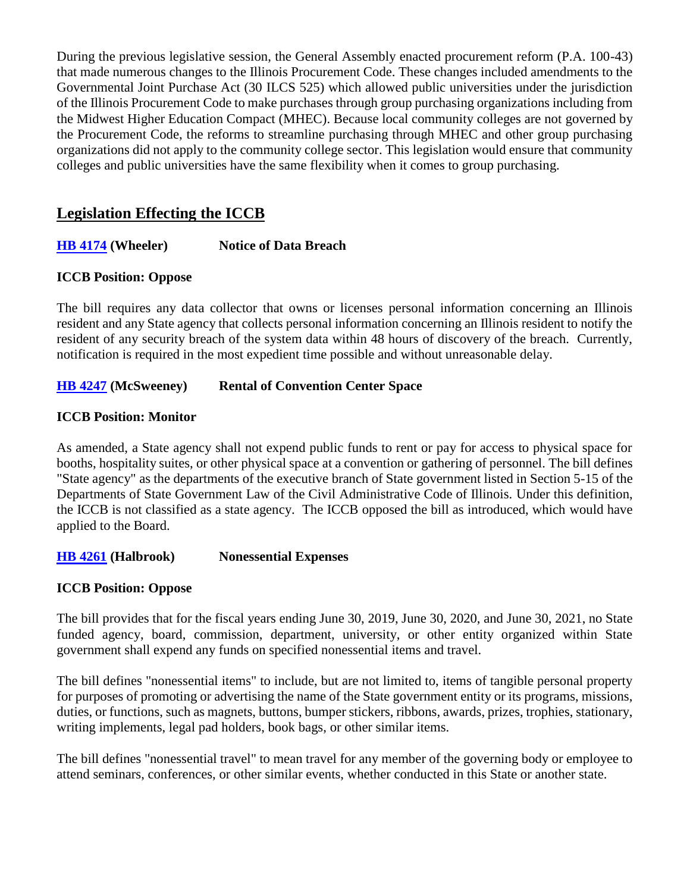During the previous legislative session, the General Assembly enacted procurement reform (P.A. 100-43) that made numerous changes to the Illinois Procurement Code. These changes included amendments to the Governmental Joint Purchase Act (30 ILCS 525) which allowed public universities under the jurisdiction of the Illinois Procurement Code to make purchases through group purchasing organizations including from the Midwest Higher Education Compact (MHEC). Because local community colleges are not governed by the Procurement Code, the reforms to streamline purchasing through MHEC and other group purchasing organizations did not apply to the community college sector. This legislation would ensure that community colleges and public universities have the same flexibility when it comes to group purchasing.

## Legislation Effecting the ICCB

**HB 4174 (Wheeler) Notice of Data Breach**

**ICCB Position: Oppose**

The bill requires any data collector that owns or licenses personal information concerning an Illinois resident and any State agency that collects personal information concerning an Illinois resident to notify the resident of any security breach of the system data within 48 hours of discovery of the breach. Currently, notification is required in the most expedient time possible and without unreasonable delay.

**HB 4247 (McSweeney) Rental of Convention Center Space**

**ICCB Position: Monitor**

As amended, a State agency shall not expend public funds to rent or pay for access to physical space for booths, hospitality suites, or other physical space at a convention or gathering of personnel. The bill defines "State agency" as the departments of the executive branch of State government listed in Section 5-15 of the Departments of State Government Law of the Civil Administrative Code of Illinois. Under this definition, the ICCB is not classified as a state agency. The ICCB opposed the bill as introduced, which would have applied to the Board.

**HB 4261 (Halbrook) Nonessential Expenses**

**ICCB Position: Oppose**

The bill provides that for the fiscal years ending June 30, 2019, June 30, 2020, and June 30, 2021, no State funded agency, board, commission, department, university, or other entity organized within State government shall expend any funds on specified nonessential items and travel.

The bill defines "nonessential items" to include, but are not limited to, items of tangible personal property for purposes of promoting or advertising the name of the State government entity or its programs, missions, duties, or functions, such as magnets, buttons, bumper stickers, ribbons, awards, prizes, trophies, stationary, writing implements, legal pad holders, book bags, or other similar items.

The bill defines "nonessential travel" to mean travel for any member of the governing body or employee to attend seminars, conferences, or other similar events, whether conducted in this State or another state.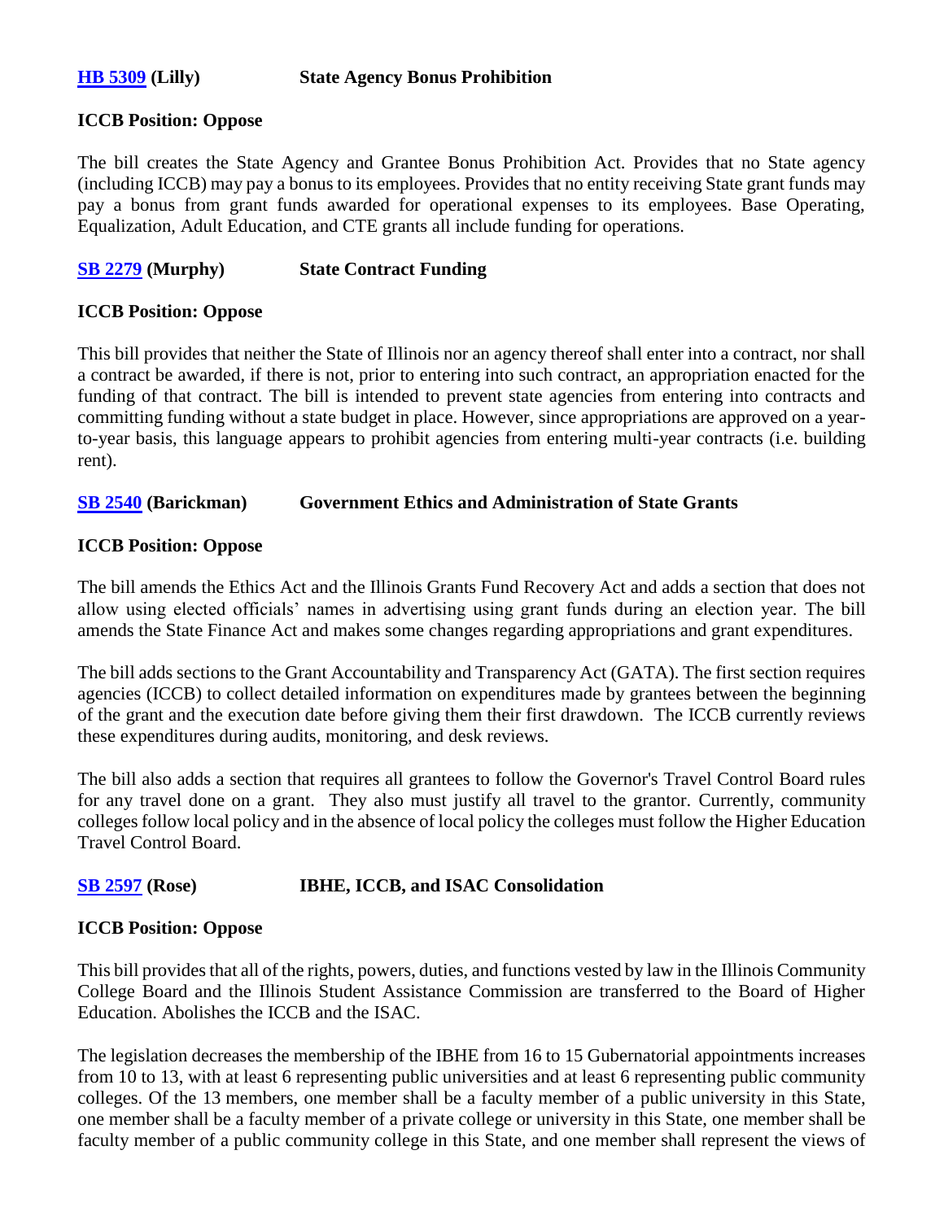**HB 5309 (Lilly)** **State Agency Bonus Prohibition**

**ICCB Position: Oppose**

The bill creates the State Agency and Grantee Bonus Prohibition Act. Provides that no State agency (including ICCB) may pay a bonus to its employees. Provides that no entity receiving State grant funds may pay a bonus from grant funds awarded for operational expenses to its employees. Base Operating, Equalization, Adult Education, and CTE grants all include funding for operations.

**SB 2279 (Murphy)** **State Contract Funding**

**ICCB Position: Oppose**

This bill provides that neither the State of Illinois nor an agency thereof shall enter into a contract, nor shall a contract be awarded, if there is not, prior to entering into such contract, an appropriation enacted for the funding of that contract. The bill is intended to prevent state agencies from entering into contracts and committing funding without a state budget in place. However, since appropriations are approved on a year-to-year basis, this language appears to prohibit agencies from entering multi-year contracts (i.e. building rent).

**SB 2540 (Barickman)** **Government Ethics and Administration of State Grants**

**ICCB Position: Oppose**

The bill amends the Ethics Act and the Illinois Grants Fund Recovery Act and adds a section that does not allow using elected officials' names in advertising using grant funds during an election year. The bill amends the State Finance Act and makes some changes regarding appropriations and grant expenditures.

The bill adds sections to the Grant Accountability and Transparency Act (GATA). The first section requires agencies (ICCB) to collect detailed information on expenditures made by grantees between the beginning of the grant and the execution date before giving them their first drawdown. The ICCB currently reviews these expenditures during audits, monitoring, and desk reviews.

The bill also adds a section that requires all grantees to follow the Governor's Travel Control Board rules for any travel done on a grant. They also must justify all travel to the grantor. Currently, community colleges follow local policy and in the absence of local policy the colleges must follow the Higher Education Travel Control Board.

**SB 2597 (Rose)** **IBHE, ICCB, and ISAC Consolidation**

**ICCB Position: Oppose**

This bill provides that all of the rights, powers, duties, and functions vested by law in the Illinois Community College Board and the Illinois Student Assistance Commission are transferred to the Board of Higher Education. Abolishes the ICCB and the ISAC.

The legislation decreases the membership of the IBHE from 16 to 15 Gubernatorial appointments increases from 10 to 13, with at least 6 representing public universities and at least 6 representing public community colleges. Of the 13 members, one member shall be a faculty member of a public university in this State, one member shall be a faculty member of a private college or university in this State, one member shall be faculty member of a public community college in this State, and one member shall represent the views of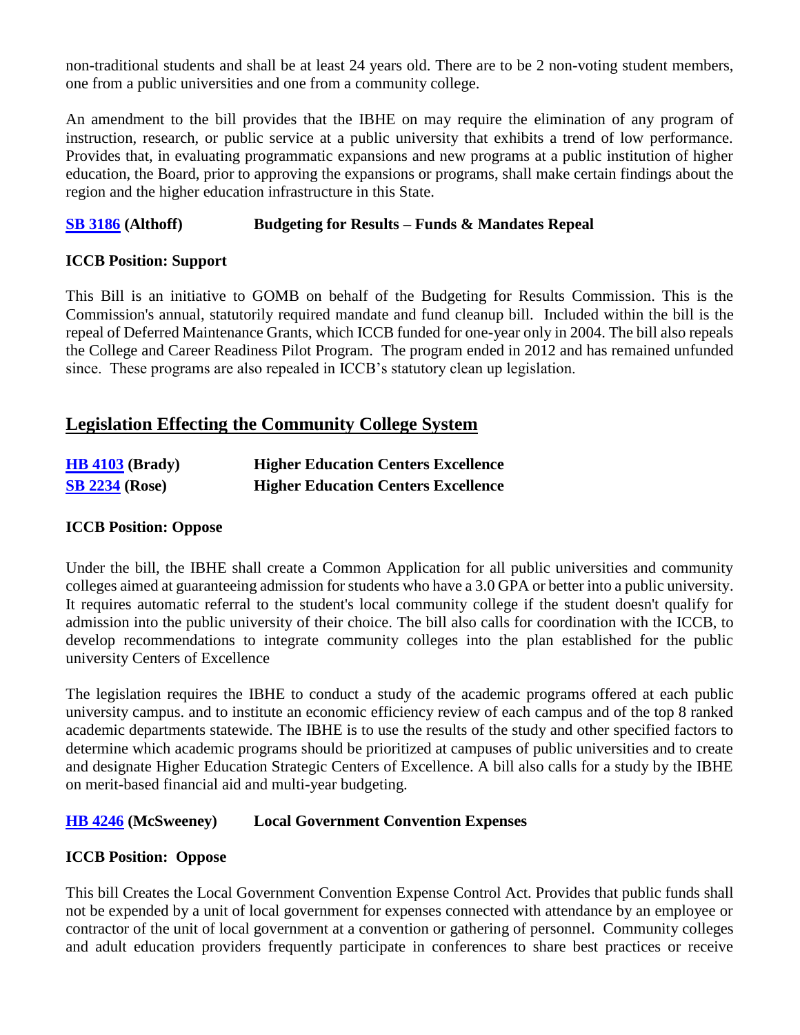non-traditional students and shall be at least 24 years old. There are to be 2 non-voting student members, one from a public universities and one from a community college.

An amendment to the bill provides that the IBHE on may require the elimination of any program of instruction, research, or public service at a public university that exhibits a trend of low performance. Provides that, in evaluating programmatic expansions and new programs at a public institution of higher education, the Board, prior to approving the expansions or programs, shall make certain findings about the region and the higher education infrastructure in this State.

**SB 3186 (Althoff) Budgeting for Results – Funds & Mandates Repeal**

**ICCB Position: Support**

This Bill is an initiative to GOMB on behalf of the Budgeting for Results Commission. This is the Commission's annual, statutorily required mandate and fund cleanup bill. Included within the bill is the repeal of Deferred Maintenance Grants, which ICCB funded for one-year only in 2004. The bill also repeals the College and Career Readiness Pilot Program. The program ended in 2012 and has remained unfunded since. These programs are also repealed in ICCB's statutory clean up legislation.

## Legislation Effecting the Community College System

**HB 4103 (Brady) Higher Education Centers Excellence**
**SB 2234 (Rose) Higher Education Centers Excellence**

**ICCB Position: Oppose**

Under the bill, the IBHE shall create a Common Application for all public universities and community colleges aimed at guaranteeing admission for students who have a 3.0 GPA or better into a public university. It requires automatic referral to the student's local community college if the student doesn't qualify for admission into the public university of their choice. The bill also calls for coordination with the ICCB, to develop recommendations to integrate community colleges into the plan established for the public university Centers of Excellence

The legislation requires the IBHE to conduct a study of the academic programs offered at each public university campus. and to institute an economic efficiency review of each campus and of the top 8 ranked academic departments statewide. The IBHE is to use the results of the study and other specified factors to determine which academic programs should be prioritized at campuses of public universities and to create and designate Higher Education Strategic Centers of Excellence. A bill also calls for a study by the IBHE on merit-based financial aid and multi-year budgeting.

**HB 4246 (McSweeney) Local Government Convention Expenses**

**ICCB Position: Oppose**

This bill Creates the Local Government Convention Expense Control Act. Provides that public funds shall not be expended by a unit of local government for expenses connected with attendance by an employee or contractor of the unit of local government at a convention or gathering of personnel. Community colleges and adult education providers frequently participate in conferences to share best practices or receive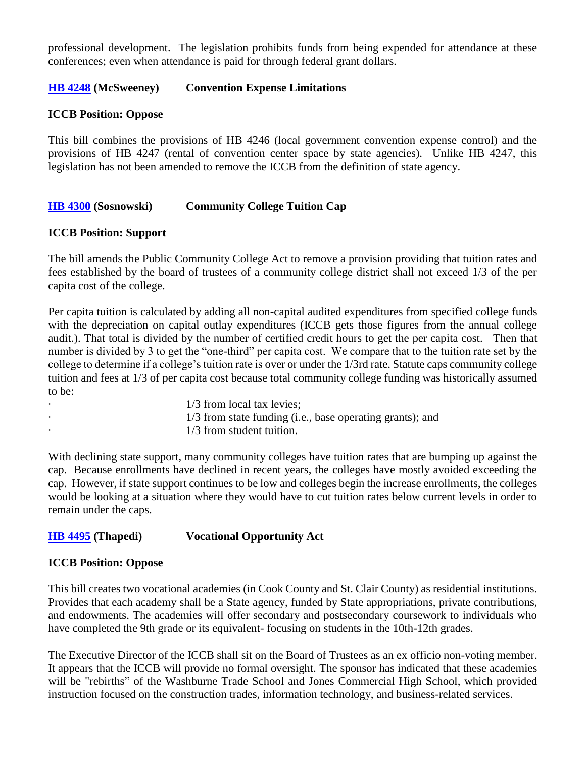professional development. The legislation prohibits funds from being expended for attendance at these conferences; even when attendance is paid for through federal grant dollars.

### [HB 4248](#) (McSweeney) Convention Expense Limitations

**ICCB Position: Oppose**

This bill combines the provisions of HB 4246 (local government convention expense control) and the provisions of HB 4247 (rental of convention center space by state agencies). Unlike HB 4247, this legislation has not been amended to remove the ICCB from the definition of state agency.

### [HB 4300](#) (Sosnowski) Community College Tuition Cap

**ICCB Position: Support**

The bill amends the Public Community College Act to remove a provision providing that tuition rates and fees established by the board of trustees of a community college district shall not exceed 1/3 of the per capita cost of the college.

Per capita tuition is calculated by adding all non-capital audited expenditures from specified college funds with the depreciation on capital outlay expenditures (ICCB gets those figures from the annual college audit.). That total is divided by the number of certified credit hours to get the per capita cost. Then that number is divided by 3 to get the "one-third" per capita cost. We compare that to the tuition rate set by the college to determine if a college's tuition rate is over or under the 1/3rd rate. Statute caps community college tuition and fees at 1/3 of per capita cost because total community college funding was historically assumed to be:

- 1/3 from local tax levies;
- 1/3 from state funding (i.e., base operating grants); and
- 1/3 from student tuition.

With declining state support, many community colleges have tuition rates that are bumping up against the cap. Because enrollments have declined in recent years, the colleges have mostly avoided exceeding the cap. However, if state support continues to be low and colleges begin the increase enrollments, the colleges would be looking at a situation where they would have to cut tuition rates below current levels in order to remain under the caps.

### [HB 4495](#) (Thapedi) Vocational Opportunity Act

**ICCB Position: Oppose**

This bill creates two vocational academies (in Cook County and St. Clair County) as residential institutions. Provides that each academy shall be a State agency, funded by State appropriations, private contributions, and endowments. The academies will offer secondary and postsecondary coursework to individuals who have completed the 9th grade or its equivalent- focusing on students in the 10th-12th grades.

The Executive Director of the ICCB shall sit on the Board of Trustees as an ex officio non-voting member. It appears that the ICCB will provide no formal oversight. The sponsor has indicated that these academies will be "rebirths" of the Washburne Trade School and Jones Commercial High School, which provided instruction focused on the construction trades, information technology, and business-related services.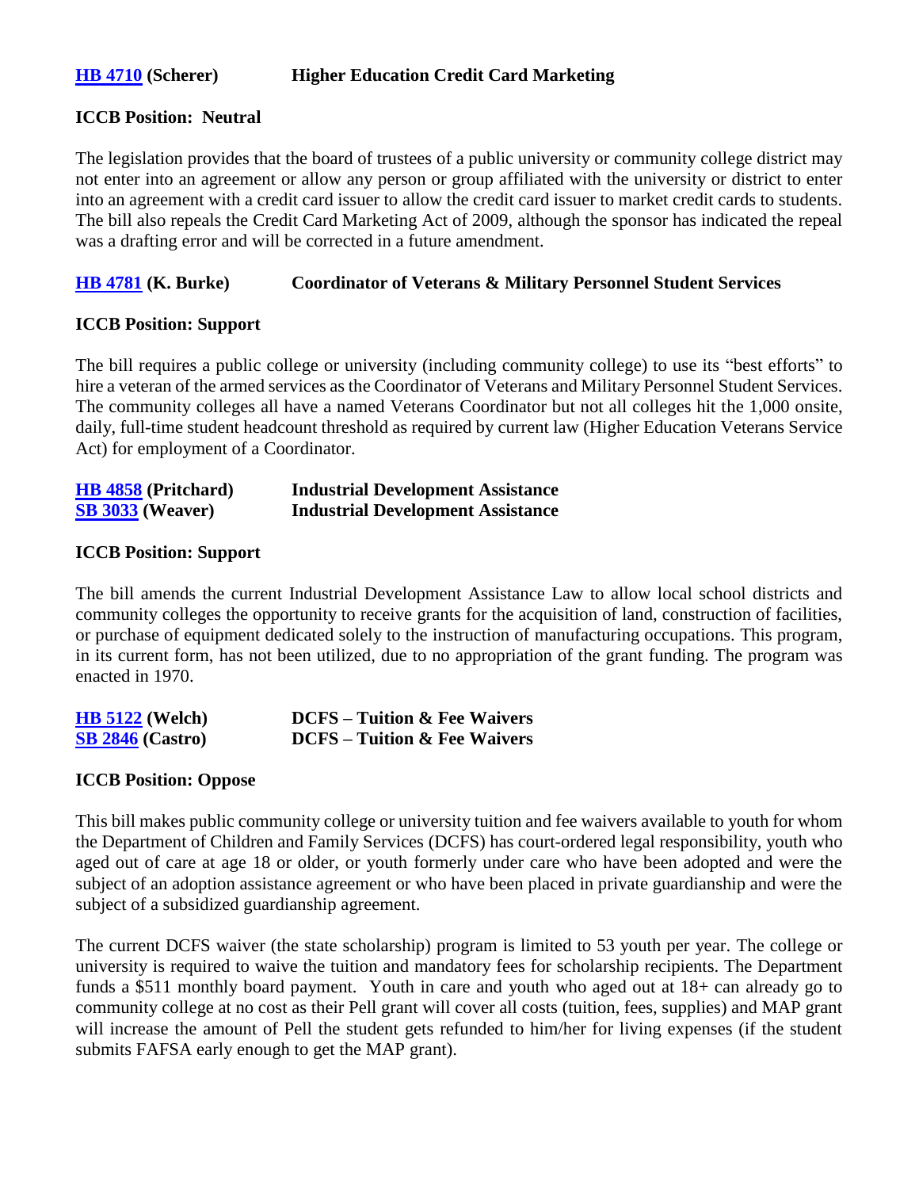**HB 4710 (Scherer)** **Higher Education Credit Card Marketing**

**ICCB Position: Neutral**

The legislation provides that the board of trustees of a public university or community college district may not enter into an agreement or allow any person or group affiliated with the university or district to enter into an agreement with a credit card issuer to allow the credit card issuer to market credit cards to students. The bill also repeals the Credit Card Marketing Act of 2009, although the sponsor has indicated the repeal was a drafting error and will be corrected in a future amendment.

**HB 4781 (K. Burke)** **Coordinator of Veterans & Military Personnel Student Services**

**ICCB Position: Support**

The bill requires a public college or university (including community college) to use its "best efforts" to hire a veteran of the armed services as the Coordinator of Veterans and Military Personnel Student Services. The community colleges all have a named Veterans Coordinator but not all colleges hit the 1,000 onsite, daily, full-time student headcount threshold as required by current law (Higher Education Veterans Service Act) for employment of a Coordinator.

**HB 4858 (Pritchard)** **Industrial Development Assistance**
**SB 3033 (Weaver)** **Industrial Development Assistance**

**ICCB Position: Support**

The bill amends the current Industrial Development Assistance Law to allow local school districts and community colleges the opportunity to receive grants for the acquisition of land, construction of facilities, or purchase of equipment dedicated solely to the instruction of manufacturing occupations. This program, in its current form, has not been utilized, due to no appropriation of the grant funding. The program was enacted in 1970.

**HB 5122 (Welch)** **DCFS – Tuition & Fee Waivers**
**SB 2846 (Castro)** **DCFS – Tuition & Fee Waivers**

**ICCB Position: Oppose**

This bill makes public community college or university tuition and fee waivers available to youth for whom the Department of Children and Family Services (DCFS) has court-ordered legal responsibility, youth who aged out of care at age 18 or older, or youth formerly under care who have been adopted and were the subject of an adoption assistance agreement or who have been placed in private guardianship and were the subject of a subsidized guardianship agreement.

The current DCFS waiver (the state scholarship) program is limited to 53 youth per year. The college or university is required to waive the tuition and mandatory fees for scholarship recipients. The Department funds a $511 monthly board payment. Youth in care and youth who aged out at 18+ can already go to community college at no cost as their Pell grant will cover all costs (tuition, fees, supplies) and MAP grant will increase the amount of Pell the student gets refunded to him/her for living expenses (if the student submits FAFSA early enough to get the MAP grant).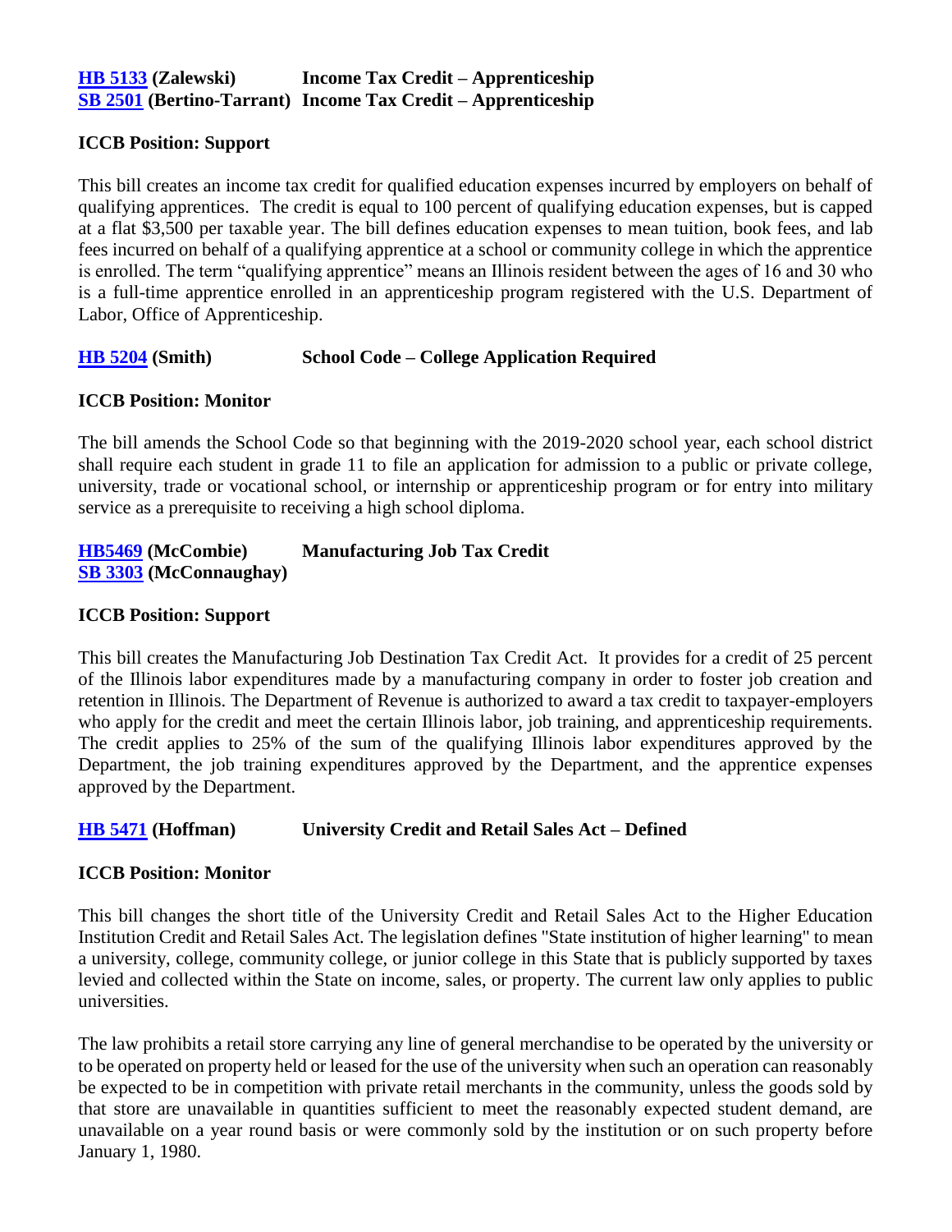**[HB 5133](#) (Zalewski) Income Tax Credit – Apprenticeship**
**[SB 2501](#) (Bertino-Tarrant) Income Tax Credit – Apprenticeship**

**ICCB Position: Support**

This bill creates an income tax credit for qualified education expenses incurred by employers on behalf of qualifying apprentices. The credit is equal to 100 percent of qualifying education expenses, but is capped at a flat $3,500 per taxable year. The bill defines education expenses to mean tuition, book fees, and lab fees incurred on behalf of a qualifying apprentice at a school or community college in which the apprentice is enrolled. The term "qualifying apprentice" means an Illinois resident between the ages of 16 and 30 who is a full-time apprentice enrolled in an apprenticeship program registered with the U.S. Department of Labor, Office of Apprenticeship.

**[HB 5204](#) (Smith) School Code – College Application Required**

**ICCB Position: Monitor**

The bill amends the School Code so that beginning with the 2019-2020 school year, each school district shall require each student in grade 11 to file an application for admission to a public or private college, university, trade or vocational school, or internship or apprenticeship program or for entry into military service as a prerequisite to receiving a high school diploma.

**[HB5469](#) (McCombie) Manufacturing Job Tax Credit**
**[SB 3303](#) (McConnaughay)**

**ICCB Position: Support**

This bill creates the Manufacturing Job Destination Tax Credit Act. It provides for a credit of 25 percent of the Illinois labor expenditures made by a manufacturing company in order to foster job creation and retention in Illinois. The Department of Revenue is authorized to award a tax credit to taxpayer-employers who apply for the credit and meet the certain Illinois labor, job training, and apprenticeship requirements. The credit applies to 25% of the sum of the qualifying Illinois labor expenditures approved by the Department, the job training expenditures approved by the Department, and the apprentice expenses approved by the Department.

**[HB 5471](#) (Hoffman) University Credit and Retail Sales Act – Defined**

**ICCB Position: Monitor**

This bill changes the short title of the University Credit and Retail Sales Act to the Higher Education Institution Credit and Retail Sales Act. The legislation defines "State institution of higher learning" to mean a university, college, community college, or junior college in this State that is publicly supported by taxes levied and collected within the State on income, sales, or property. The current law only applies to public universities.

The law prohibits a retail store carrying any line of general merchandise to be operated by the university or to be operated on property held or leased for the use of the university when such an operation can reasonably be expected to be in competition with private retail merchants in the community, unless the goods sold by that store are unavailable in quantities sufficient to meet the reasonably expected student demand, are unavailable on a year round basis or were commonly sold by the institution or on such property before January 1, 1980.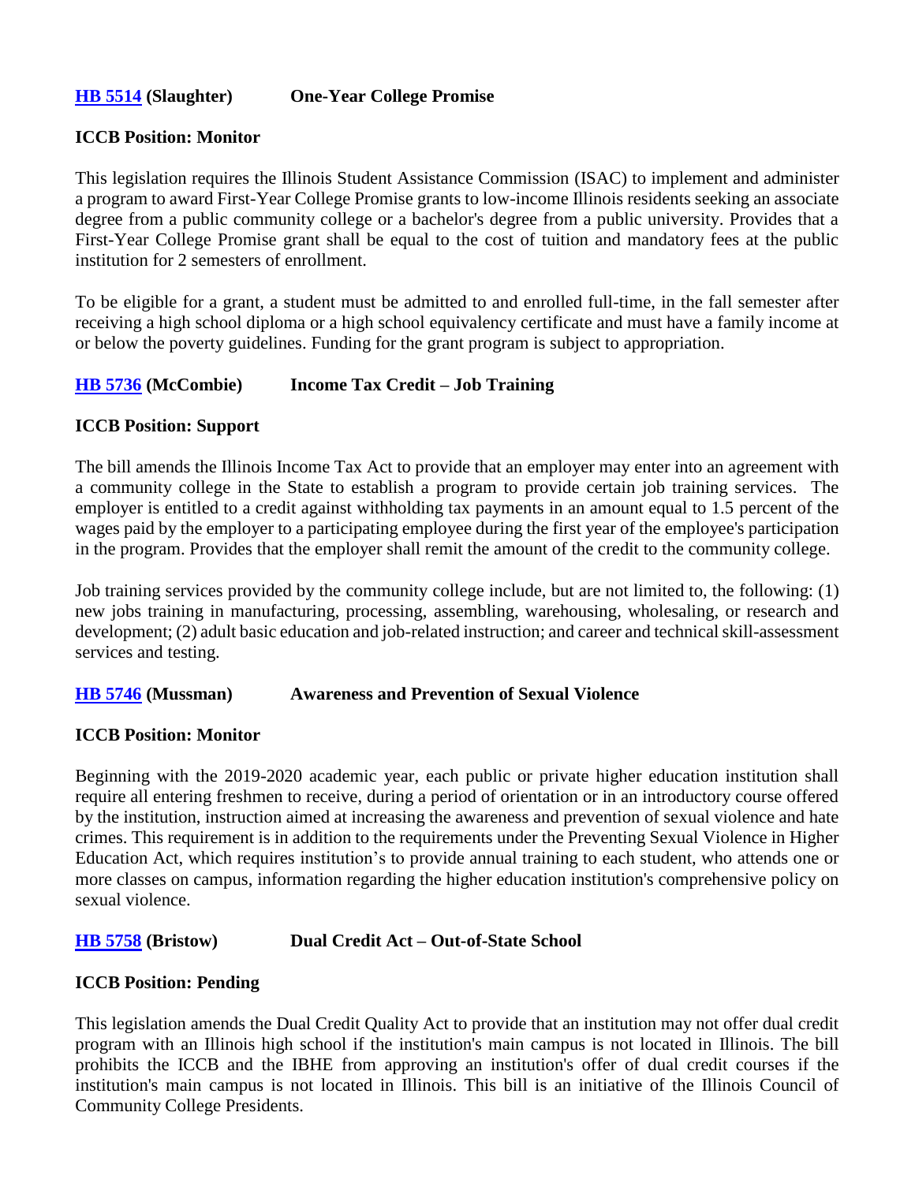**[HB 5514] (Slaughter) One-Year College Promise**

**ICCB Position: Monitor**

This legislation requires the Illinois Student Assistance Commission (ISAC) to implement and administer a program to award First-Year College Promise grants to low-income Illinois residents seeking an associate degree from a public community college or a bachelor's degree from a public university. Provides that a First-Year College Promise grant shall be equal to the cost of tuition and mandatory fees at the public institution for 2 semesters of enrollment.

To be eligible for a grant, a student must be admitted to and enrolled full-time, in the fall semester after receiving a high school diploma or a high school equivalency certificate and must have a family income at or below the poverty guidelines. Funding for the grant program is subject to appropriation.

**[HB 5736] (McCombie) Income Tax Credit – Job Training**

**ICCB Position: Support**

The bill amends the Illinois Income Tax Act to provide that an employer may enter into an agreement with a community college in the State to establish a program to provide certain job training services. The employer is entitled to a credit against withholding tax payments in an amount equal to 1.5 percent of the wages paid by the employer to a participating employee during the first year of the employee's participation in the program. Provides that the employer shall remit the amount of the credit to the community college.

Job training services provided by the community college include, but are not limited to, the following: (1) new jobs training in manufacturing, processing, assembling, warehousing, wholesaling, or research and development; (2) adult basic education and job-related instruction; and career and technical skill-assessment services and testing.

**[HB 5746] (Mussman) Awareness and Prevention of Sexual Violence**

**ICCB Position: Monitor**

Beginning with the 2019-2020 academic year, each public or private higher education institution shall require all entering freshmen to receive, during a period of orientation or in an introductory course offered by the institution, instruction aimed at increasing the awareness and prevention of sexual violence and hate crimes. This requirement is in addition to the requirements under the Preventing Sexual Violence in Higher Education Act, which requires institution's to provide annual training to each student, who attends one or more classes on campus, information regarding the higher education institution's comprehensive policy on sexual violence.

**[HB 5758] (Bristow) Dual Credit Act – Out-of-State School**

**ICCB Position: Pending**

This legislation amends the Dual Credit Quality Act to provide that an institution may not offer dual credit program with an Illinois high school if the institution's main campus is not located in Illinois. The bill prohibits the ICCB and the IBHE from approving an institution's offer of dual credit courses if the institution's main campus is not located in Illinois. This bill is an initiative of the Illinois Council of Community College Presidents.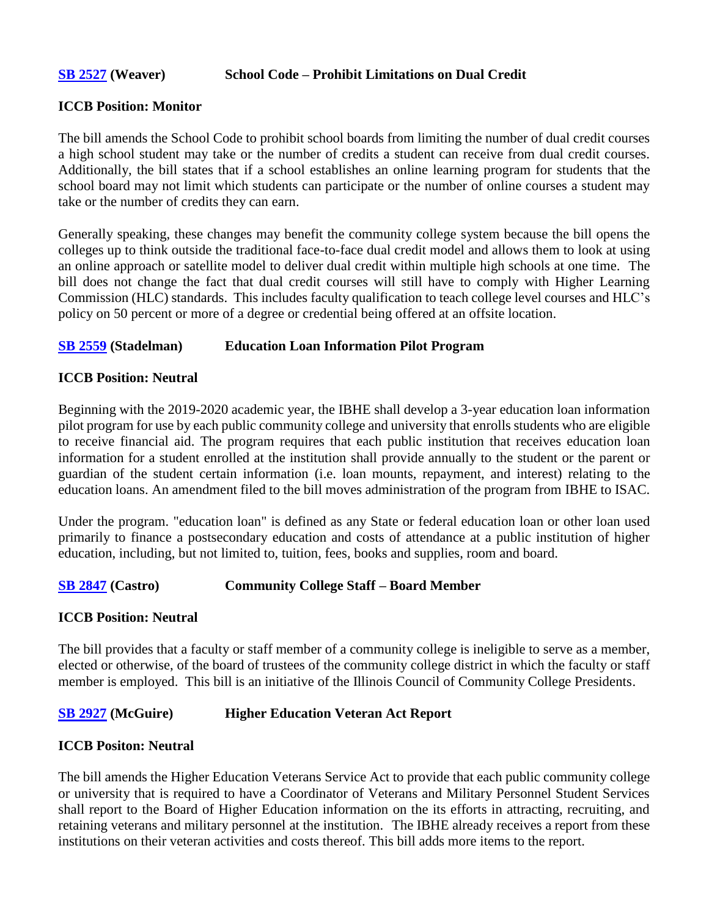**[SB 2527](#) (Weaver) School Code – Prohibit Limitations on Dual Credit**

**ICCB Position: Monitor**

The bill amends the School Code to prohibit school boards from limiting the number of dual credit courses a high school student may take or the number of credits a student can receive from dual credit courses. Additionally, the bill states that if a school establishes an online learning program for students that the school board may not limit which students can participate or the number of online courses a student may take or the number of credits they can earn.

Generally speaking, these changes may benefit the community college system because the bill opens the colleges up to think outside the traditional face-to-face dual credit model and allows them to look at using an online approach or satellite model to deliver dual credit within multiple high schools at one time. The bill does not change the fact that dual credit courses will still have to comply with Higher Learning Commission (HLC) standards. This includes faculty qualification to teach college level courses and HLC's policy on 50 percent or more of a degree or credential being offered at an offsite location.

**[SB 2559](#) (Stadelman) Education Loan Information Pilot Program**

**ICCB Position: Neutral**

Beginning with the 2019-2020 academic year, the IBHE shall develop a 3-year education loan information pilot program for use by each public community college and university that enrolls students who are eligible to receive financial aid. The program requires that each public institution that receives education loan information for a student enrolled at the institution shall provide annually to the student or the parent or guardian of the student certain information (i.e. loan mounts, repayment, and interest) relating to the education loans. An amendment filed to the bill moves administration of the program from IBHE to ISAC.

Under the program. "education loan" is defined as any State or federal education loan or other loan used primarily to finance a postsecondary education and costs of attendance at a public institution of higher education, including, but not limited to, tuition, fees, books and supplies, room and board.

**[SB 2847](#) (Castro) Community College Staff – Board Member**

**ICCB Position: Neutral**

The bill provides that a faculty or staff member of a community college is ineligible to serve as a member, elected or otherwise, of the board of trustees of the community college district in which the faculty or staff member is employed. This bill is an initiative of the Illinois Council of Community College Presidents.

**[SB 2927](#) (McGuire) Higher Education Veteran Act Report**

**ICCB Positon: Neutral**

The bill amends the Higher Education Veterans Service Act to provide that each public community college or university that is required to have a Coordinator of Veterans and Military Personnel Student Services shall report to the Board of Higher Education information on the its efforts in attracting, recruiting, and retaining veterans and military personnel at the institution. The IBHE already receives a report from these institutions on their veteran activities and costs thereof. This bill adds more items to the report.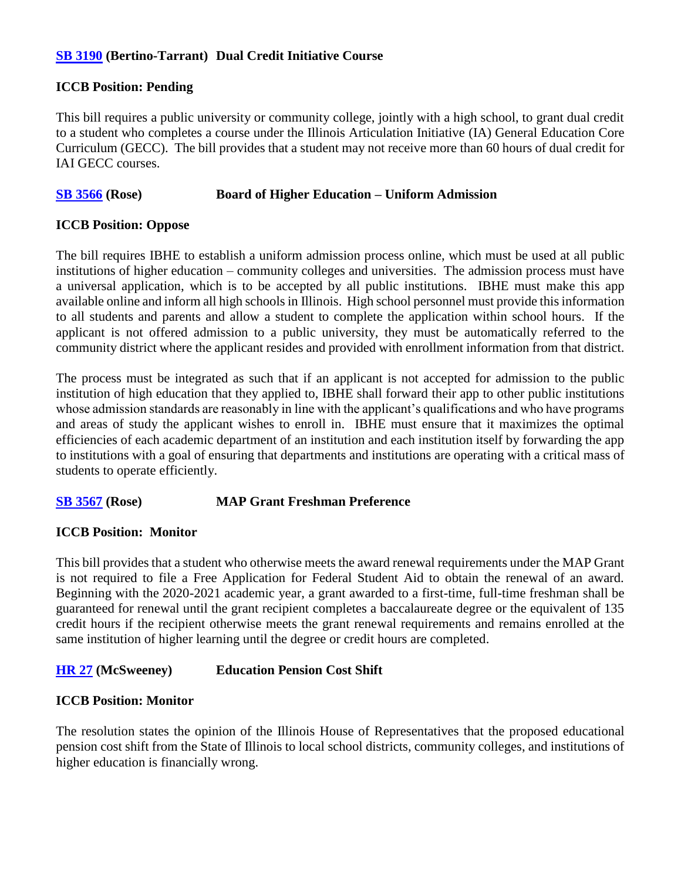**SB 3190 (Bertino-Tarrant) Dual Credit Initiative Course**

**ICCB Position: Pending**

This bill requires a public university or community college, jointly with a high school, to grant dual credit to a student who completes a course under the Illinois Articulation Initiative (IA) General Education Core Curriculum (GECC). The bill provides that a student may not receive more than 60 hours of dual credit for IAI GECC courses.

**SB 3566 (Rose) Board of Higher Education – Uniform Admission**

**ICCB Position: Oppose**

The bill requires IBHE to establish a uniform admission process online, which must be used at all public institutions of higher education – community colleges and universities. The admission process must have a universal application, which is to be accepted by all public institutions. IBHE must make this app available online and inform all high schools in Illinois. High school personnel must provide this information to all students and parents and allow a student to complete the application within school hours. If the applicant is not offered admission to a public university, they must be automatically referred to the community district where the applicant resides and provided with enrollment information from that district.

The process must be integrated as such that if an applicant is not accepted for admission to the public institution of high education that they applied to, IBHE shall forward their app to other public institutions whose admission standards are reasonably in line with the applicant's qualifications and who have programs and areas of study the applicant wishes to enroll in. IBHE must ensure that it maximizes the optimal efficiencies of each academic department of an institution and each institution itself by forwarding the app to institutions with a goal of ensuring that departments and institutions are operating with a critical mass of students to operate efficiently.

**SB 3567 (Rose) MAP Grant Freshman Preference**

**ICCB Position: Monitor**

This bill provides that a student who otherwise meets the award renewal requirements under the MAP Grant is not required to file a Free Application for Federal Student Aid to obtain the renewal of an award. Beginning with the 2020-2021 academic year, a grant awarded to a first-time, full-time freshman shall be guaranteed for renewal until the grant recipient completes a baccalaureate degree or the equivalent of 135 credit hours if the recipient otherwise meets the grant renewal requirements and remains enrolled at the same institution of higher learning until the degree or credit hours are completed.

**HR 27 (McSweeney) Education Pension Cost Shift**

**ICCB Position: Monitor**

The resolution states the opinion of the Illinois House of Representatives that the proposed educational pension cost shift from the State of Illinois to local school districts, community colleges, and institutions of higher education is financially wrong.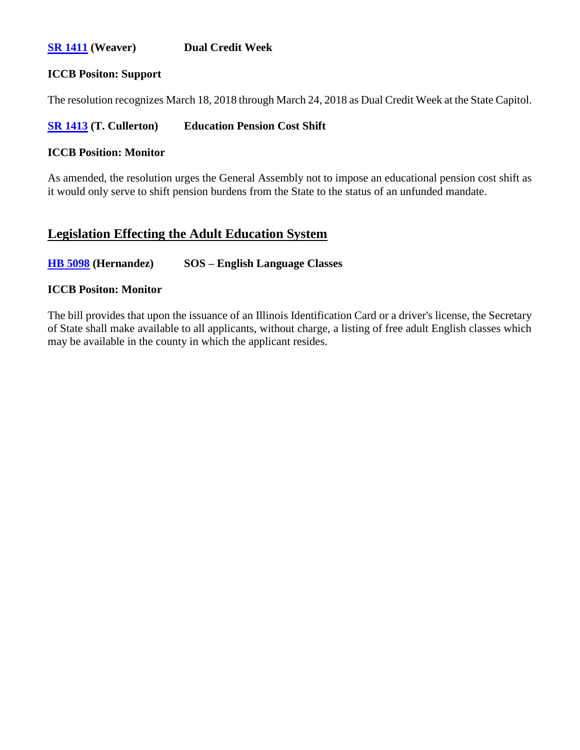**SR 1411 (Weaver) Dual Credit Week**

**ICCB Positon: Support**

The resolution recognizes March 18, 2018 through March 24, 2018 as Dual Credit Week at the State Capitol.

**SR 1413 (T. Cullerton) Education Pension Cost Shift**

**ICCB Position: Monitor**

As amended, the resolution urges the General Assembly not to impose an educational pension cost shift as it would only serve to shift pension burdens from the State to the status of an unfunded mandate.

## Legislation Effecting the Adult Education System

**HB 5098 (Hernandez) SOS – English Language Classes**

**ICCB Positon: Monitor**

The bill provides that upon the issuance of an Illinois Identification Card or a driver's license, the Secretary of State shall make available to all applicants, without charge, a listing of free adult English classes which may be available in the county in which the applicant resides.